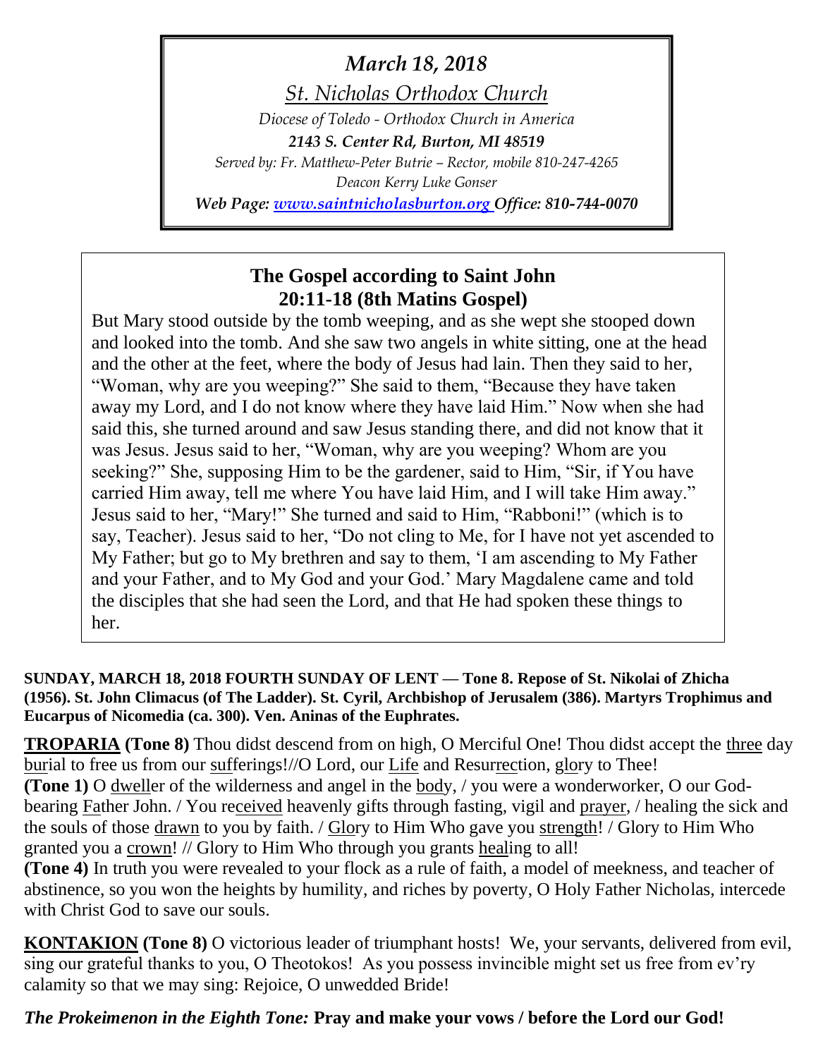*March 18, 2018*

*St. Nicholas Orthodox Church*

*Diocese of Toledo - Orthodox Church in America*

***2143 S. Center Rd, Burton, MI 48519***

*Served by: Fr. Matthew-Peter Butrie – Rector, mobile 810-247-4265*

*Deacon Kerry Luke Gonser*

***Web Page: www.saintnicholasburton.org Office: 810-744-0070***

## The Gospel according to Saint John 20:11-18 (8th Matins Gospel)

But Mary stood outside by the tomb weeping, and as she wept she stooped down and looked into the tomb. And she saw two angels in white sitting, one at the head and the other at the feet, where the body of Jesus had lain. Then they said to her, "Woman, why are you weeping?" She said to them, "Because they have taken away my Lord, and I do not know where they have laid Him." Now when she had said this, she turned around and saw Jesus standing there, and did not know that it was Jesus. Jesus said to her, "Woman, why are you weeping? Whom are you seeking?" She, supposing Him to be the gardener, said to Him, "Sir, if You have carried Him away, tell me where You have laid Him, and I will take Him away." Jesus said to her, "Mary!" She turned and said to Him, "Rabboni!" (which is to say, Teacher). Jesus said to her, "Do not cling to Me, for I have not yet ascended to My Father; but go to My brethren and say to them, 'I am ascending to My Father and your Father, and to My God and your God.' Mary Magdalene came and told the disciples that she had seen the Lord, and that He had spoken these things to her.

**SUNDAY, MARCH 18, 2018 FOURTH SUNDAY OF LENT — Tone 8. Repose of St. Nikolai of Zhicha (1956). St. John Climacus (of The Ladder). St. Cyril, Archbishop of Jerusalem (386). Martyrs Trophimus and Eucarpus of Nicomedia (ca. 300). Ven. Aninas of the Euphrates.**

**TROPARIA (Tone 8)** Thou didst descend from on high, O Merciful One! Thou didst accept the three day burial to free us from our sufferings!//O Lord, our Life and Resurrection, glory to Thee!

**(Tone 1)** O dweller of the wilderness and angel in the body, / you were a wonderworker, O our God-bearing Father John. / You received heavenly gifts through fasting, vigil and prayer, / healing the sick and the souls of those drawn to you by faith. / Glory to Him Who gave you strength! / Glory to Him Who granted you a crown! // Glory to Him Who through you grants healing to all!

**(Tone 4)** In truth you were revealed to your flock as a rule of faith, a model of meekness, and teacher of abstinence, so you won the heights by humility, and riches by poverty, O Holy Father Nicholas, intercede with Christ God to save our souls.

**KONTAKION (Tone 8)** O victorious leader of triumphant hosts! We, your servants, delivered from evil, sing our grateful thanks to you, O Theotokos! As you possess invincible might set us free from ev'ry calamity so that we may sing: Rejoice, O unwedded Bride!

***The Prokeimenon in the Eighth Tone:*** **Pray and make your vows / before the Lord our God!**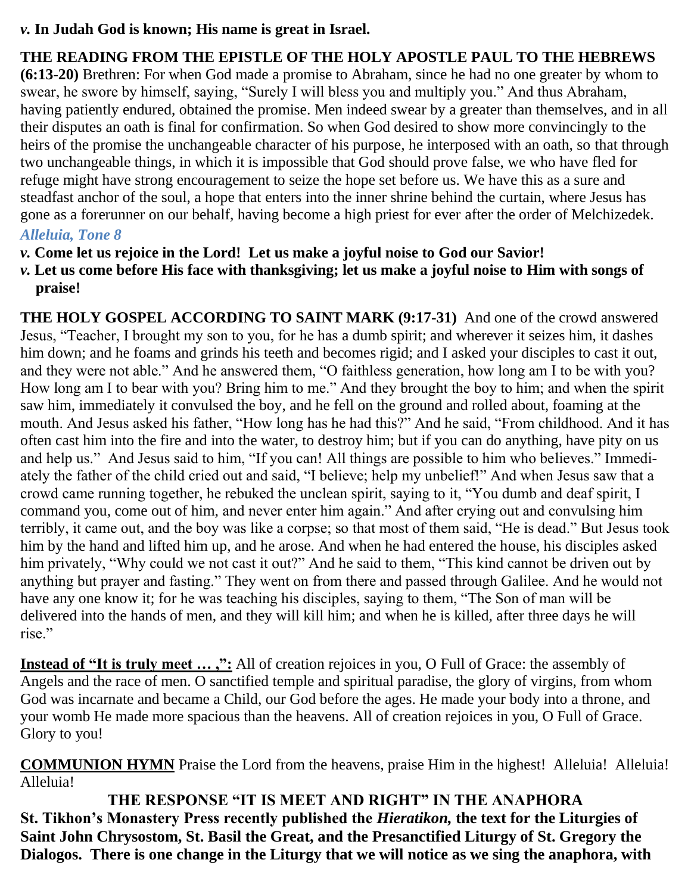*v.* **In Judah God is known; His name is great in Israel.**

**THE READING FROM THE EPISTLE OF THE HOLY APOSTLE PAUL TO THE HEBREWS (6:13-20)** Brethren: For when God made a promise to Abraham, since he had no one greater by whom to swear, he swore by himself, saying, "Surely I will bless you and multiply you." And thus Abraham, having patiently endured, obtained the promise. Men indeed swear by a greater than themselves, and in all their disputes an oath is final for confirmation. So when God desired to show more convincingly to the heirs of the promise the unchangeable character of his purpose, he interposed with an oath, so that through two unchangeable things, in which it is impossible that God should prove false, we who have fled for refuge might have strong encouragement to seize the hope set before us. We have this as a sure and steadfast anchor of the soul, a hope that enters into the inner shrine behind the curtain, where Jesus has gone as a forerunner on our behalf, having become a high priest for ever after the order of Melchizedek.

*Alleluia, Tone 8*

*v.* **Come let us rejoice in the Lord! Let us make a joyful noise to God our Savior!**

*v.* **Let us come before His face with thanksgiving; let us make a joyful noise to Him with songs of praise!**

**THE HOLY GOSPEL ACCORDING TO SAINT MARK (9:17-31)** And one of the crowd answered Jesus, "Teacher, I brought my son to you, for he has a dumb spirit; and wherever it seizes him, it dashes him down; and he foams and grinds his teeth and becomes rigid; and I asked your disciples to cast it out, and they were not able." And he answered them, "O faithless generation, how long am I to be with you? How long am I to bear with you? Bring him to me." And they brought the boy to him; and when the spirit saw him, immediately it convulsed the boy, and he fell on the ground and rolled about, foaming at the mouth. And Jesus asked his father, "How long has he had this?" And he said, "From childhood. And it has often cast him into the fire and into the water, to destroy him; but if you can do anything, have pity on us and help us." And Jesus said to him, "If you can! All things are possible to him who believes." Immediately the father of the child cried out and said, "I believe; help my unbelief!" And when Jesus saw that a crowd came running together, he rebuked the unclean spirit, saying to it, "You dumb and deaf spirit, I command you, come out of him, and never enter him again." And after crying out and convulsing him terribly, it came out, and the boy was like a corpse; so that most of them said, "He is dead." But Jesus took him by the hand and lifted him up, and he arose. And when he had entered the house, his disciples asked him privately, "Why could we not cast it out?" And he said to them, "This kind cannot be driven out by anything but prayer and fasting." They went on from there and passed through Galilee. And he would not have any one know it; for he was teaching his disciples, saying to them, "The Son of man will be delivered into the hands of men, and they will kill him; and when he is killed, after three days he will rise."

**Instead of "It is truly meet … ,":** All of creation rejoices in you, O Full of Grace: the assembly of Angels and the race of men. O sanctified temple and spiritual paradise, the glory of virgins, from whom God was incarnate and became a Child, our God before the ages. He made your body into a throne, and your womb He made more spacious than the heavens. All of creation rejoices in you, O Full of Grace. Glory to you!

**COMMUNION HYMN** Praise the Lord from the heavens, praise Him in the highest! Alleluia! Alleluia! Alleluia!

**THE RESPONSE "IT IS MEET AND RIGHT" IN THE ANAPHORA**

**St. Tikhon's Monastery Press recently published the *Hieratikon,* the text for the Liturgies of Saint John Chrysostom, St. Basil the Great, and the Presanctified Liturgy of St. Gregory the Dialogos. There is one change in the Liturgy that we will notice as we sing the anaphora, with**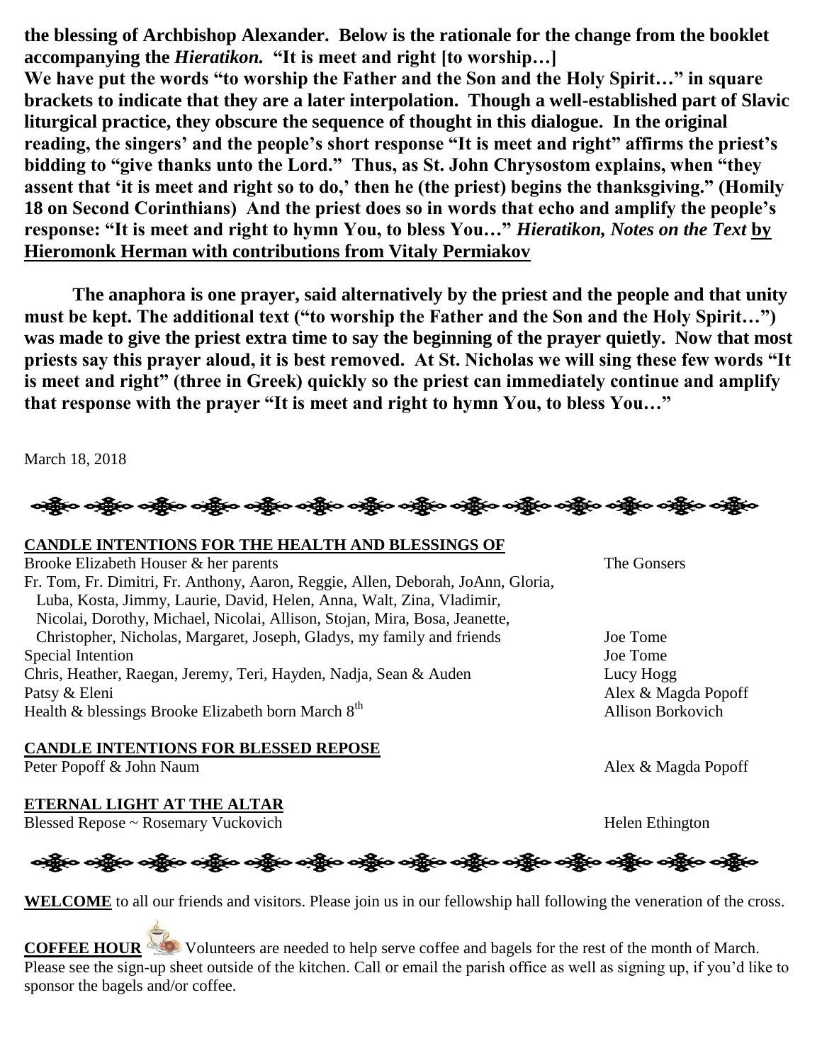**the blessing of Archbishop Alexander. Below is the rationale for the change from the booklet accompanying the *Hieratikon.* "It is meet and right [to worship…]**

**We have put the words "to worship the Father and the Son and the Holy Spirit…" in square brackets to indicate that they are a later interpolation. Though a well-established part of Slavic liturgical practice, they obscure the sequence of thought in this dialogue. In the original reading, the singers' and the people's short response "It is meet and right" affirms the priest's bidding to "give thanks unto the Lord." Thus, as St. John Chrysostom explains, when "they assent that 'it is meet and right so to do,' then he (the priest) begins the thanksgiving." (Homily 18 on Second Corinthians) And the priest does so in words that echo and amplify the people's response: "It is meet and right to hymn You, to bless You…"** ***Hieratikon, Notes on the Text*** **by Hieromonk Herman with contributions from Vitaly Permiakov**

**The anaphora is one prayer, said alternatively by the priest and the people and that unity must be kept. The additional text ("to worship the Father and the Son and the Holy Spirit…") was made to give the priest extra time to say the beginning of the prayer quietly. Now that most priests say this prayer aloud, it is best removed. At St. Nicholas we will sing these few words "It is meet and right" (three in Greek) quickly so the priest can immediately continue and amplify that response with the prayer "It is meet and right to hymn You, to bless You…"**

March 18, 2018

## CANDLE INTENTIONS FOR THE HEALTH AND BLESSINGS OF

| | |
|---|---|
| Brooke Elizabeth Houser & her parents | The Gonsers |
| Fr. Tom, Fr. Dimitri, Fr. Anthony, Aaron, Reggie, Allen, Deborah, JoAnn, Gloria, Luba, Kosta, Jimmy, Laurie, David, Helen, Anna, Walt, Zina, Vladimir, Nicolai, Dorothy, Michael, Nicolai, Allison, Stojan, Mira, Bosa, Jeanette, Christopher, Nicholas, Margaret, Joseph, Gladys, my family and friends | Joe Tome |
| Special Intention | Joe Tome |
| Chris, Heather, Raegan, Jeremy, Teri, Hayden, Nadja, Sean & Auden | Lucy Hogg |
| Patsy & Eleni | Alex & Magda Popoff |
| Health & blessings Brooke Elizabeth born March 8th | Allison Borkovich |

## CANDLE INTENTIONS FOR BLESSED REPOSE

| | |
|---|---|
| Peter Popoff & John Naum | Alex & Magda Popoff |

## ETERNAL LIGHT AT THE ALTAR

| | |
|---|---|
| Blessed Repose ~ Rosemary Vuckovich | Helen Ethington |

**WELCOME** to all our friends and visitors. Please join us in our fellowship hall following the veneration of the cross.

**COFFEE HOUR** Volunteers are needed to help serve coffee and bagels for the rest of the month of March. Please see the sign-up sheet outside of the kitchen. Call or email the parish office as well as signing up, if you'd like to sponsor the bagels and/or coffee.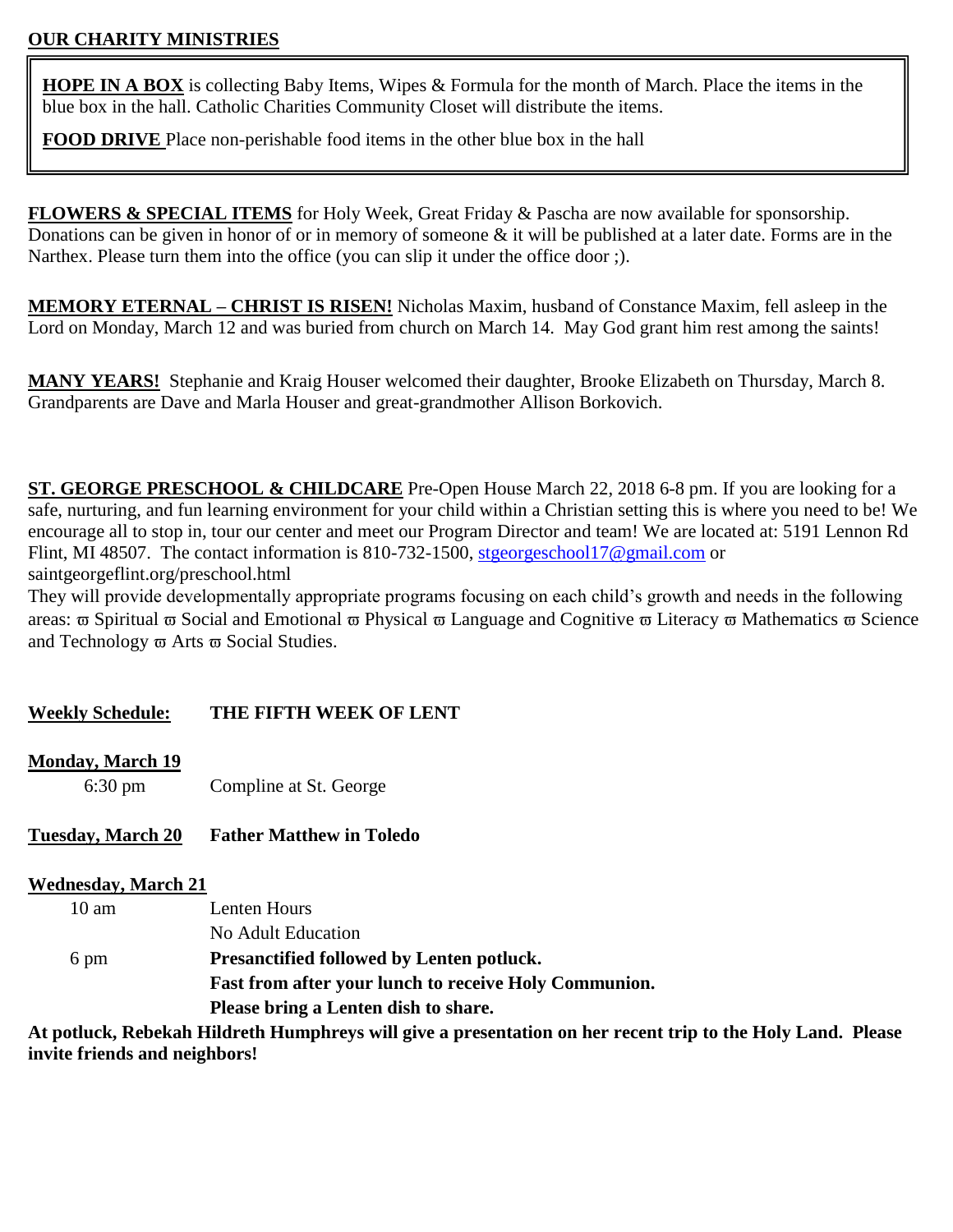**OUR CHARITY MINISTRIES**

**HOPE IN A BOX** is collecting Baby Items, Wipes & Formula for the month of March. Place the items in the blue box in the hall. Catholic Charities Community Closet will distribute the items.

**FOOD DRIVE** Place non-perishable food items in the other blue box in the hall

**FLOWERS & SPECIAL ITEMS** for Holy Week, Great Friday & Pascha are now available for sponsorship. Donations can be given in honor of or in memory of someone & it will be published at a later date. Forms are in the Narthex. Please turn them into the office (you can slip it under the office door ;).

**MEMORY ETERNAL – CHRIST IS RISEN!** Nicholas Maxim, husband of Constance Maxim, fell asleep in the Lord on Monday, March 12 and was buried from church on March 14. May God grant him rest among the saints!

**MANY YEARS!** Stephanie and Kraig Houser welcomed their daughter, Brooke Elizabeth on Thursday, March 8. Grandparents are Dave and Marla Houser and great-grandmother Allison Borkovich.

**ST. GEORGE PRESCHOOL & CHILDCARE** Pre-Open House March 22, 2018 6-8 pm. If you are looking for a safe, nurturing, and fun learning environment for your child within a Christian setting this is where you need to be! We encourage all to stop in, tour our center and meet our Program Director and team! We are located at: 5191 Lennon Rd Flint, MI 48507. The contact information is 810-732-1500, stgeorgeschool17@gmail.com or saintgeorgeflint.org/preschool.html

They will provide developmentally appropriate programs focusing on each child's growth and needs in the following areas: ϖ Spiritual ϖ Social and Emotional ϖ Physical ϖ Language and Cognitive ϖ Literacy ϖ Mathematics ϖ Science and Technology ϖ Arts ϖ Social Studies.

**Weekly Schedule:** **THE FIFTH WEEK OF LENT**

**Monday, March 19**

6:30 pm Compline at St. George

**Tuesday, March 20** **Father Matthew in Toledo**

**Wednesday, March 21**

10 am Lenten Hours

No Adult Education

6 pm **Presanctified followed by Lenten potluck.**

**Fast from after your lunch to receive Holy Communion.**

**Please bring a Lenten dish to share.**

**At potluck, Rebekah Hildreth Humphreys will give a presentation on her recent trip to the Holy Land. Please invite friends and neighbors!**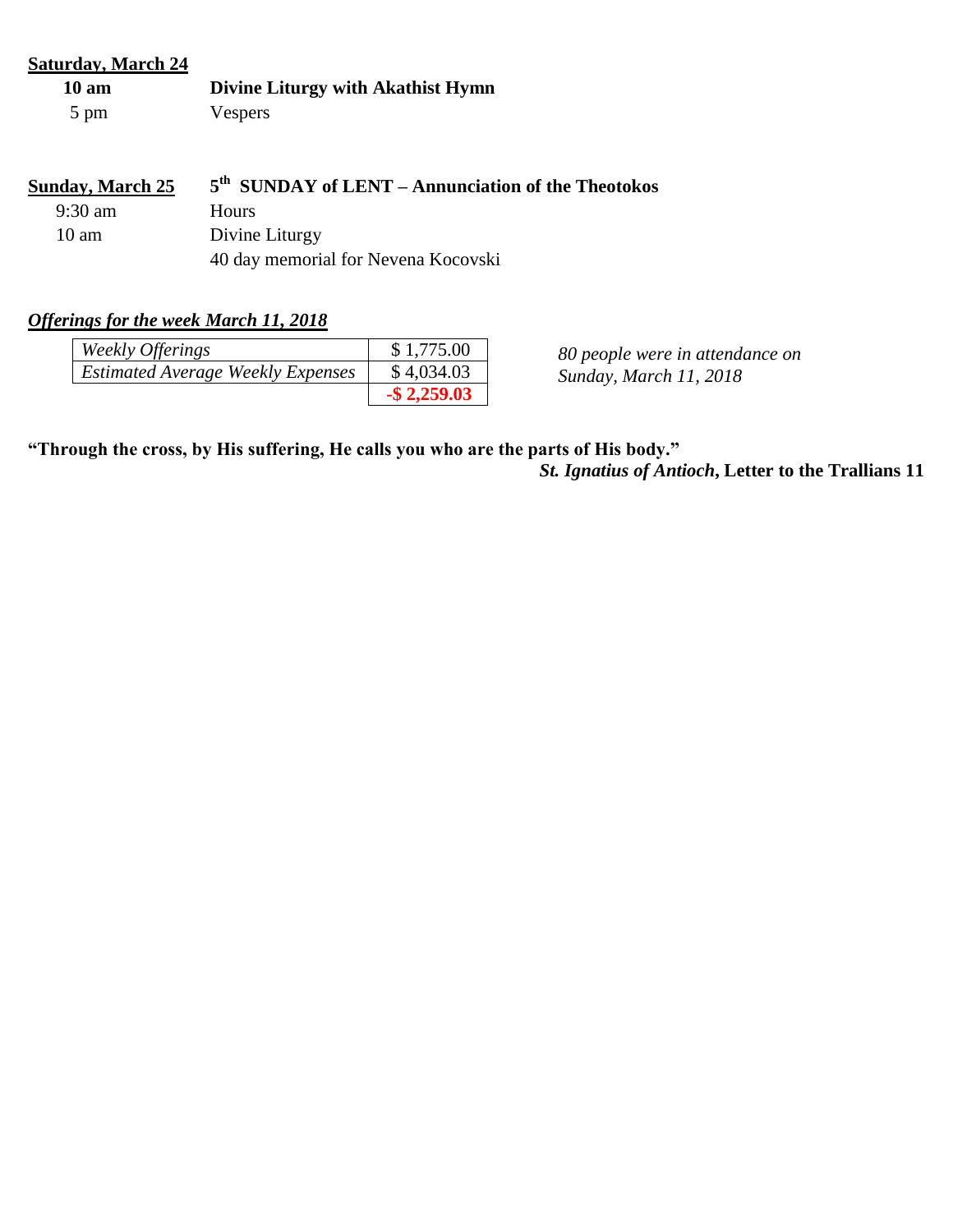**Saturday, March 24**

**10 am** **Divine Liturgy with Akathist Hymn**

5 pm Vespers

**Sunday, March 25** **5th SUNDAY of LENT – Annunciation of the Theotokos**

9:30 am Hours

10 am Divine Liturgy

40 day memorial for Nevena Kocovski

***Offerings for the week March 11, 2018***

| | |
|---|---|
| *Weekly Offerings* | $ 1,775.00 |
| *Estimated Average Weekly Expenses* | $ 4,034.03 |
| | **-$ 2,259.03** |

*80 people were in attendance on Sunday, March 11, 2018*

**"Through the cross, by His suffering, He calls you who are the parts of His body."**

***St. Ignatius of Antioch*, Letter to the Trallians 11**